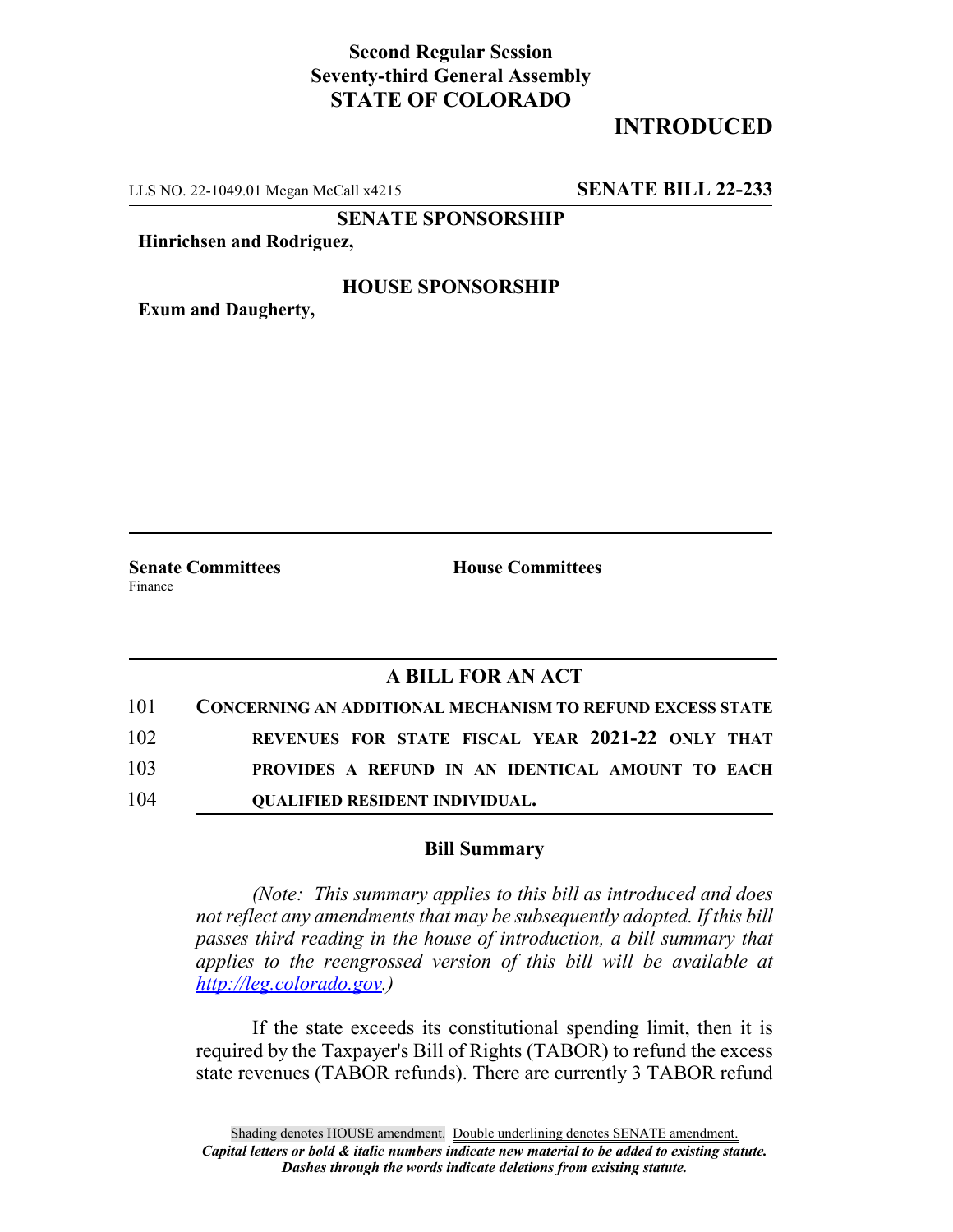**Second Regular Session**
**Seventy-third General Assembly**
**STATE OF COLORADO**

# INTRODUCED

LLS NO. 22-1049.01 Megan McCall x4215 **SENATE BILL 22-233**

**SENATE SPONSORSHIP**

**Hinrichsen and Rodriguez,**

**HOUSE SPONSORSHIP**

**Exum and Daugherty,**

**Senate Committees** Finance

**House Committees**

## A BILL FOR AN ACT

101 **CONCERNING AN ADDITIONAL MECHANISM TO REFUND EXCESS STATE**
102 **REVENUES FOR STATE FISCAL YEAR 2021-22 ONLY THAT**
103 **PROVIDES A REFUND IN AN IDENTICAL AMOUNT TO EACH**
104 **QUALIFIED RESIDENT INDIVIDUAL.**

### Bill Summary

*(Note: This summary applies to this bill as introduced and does not reflect any amendments that may be subsequently adopted. If this bill passes third reading in the house of introduction, a bill summary that applies to the reengrossed version of this bill will be available at http://leg.colorado.gov.)*

If the state exceeds its constitutional spending limit, then it is required by the Taxpayer's Bill of Rights (TABOR) to refund the excess state revenues (TABOR refunds). There are currently 3 TABOR refund

Shading denotes HOUSE amendment. Double underlining denotes SENATE amendment.
*Capital letters or bold & italic numbers indicate new material to be added to existing statute.*
*Dashes through the words indicate deletions from existing statute.*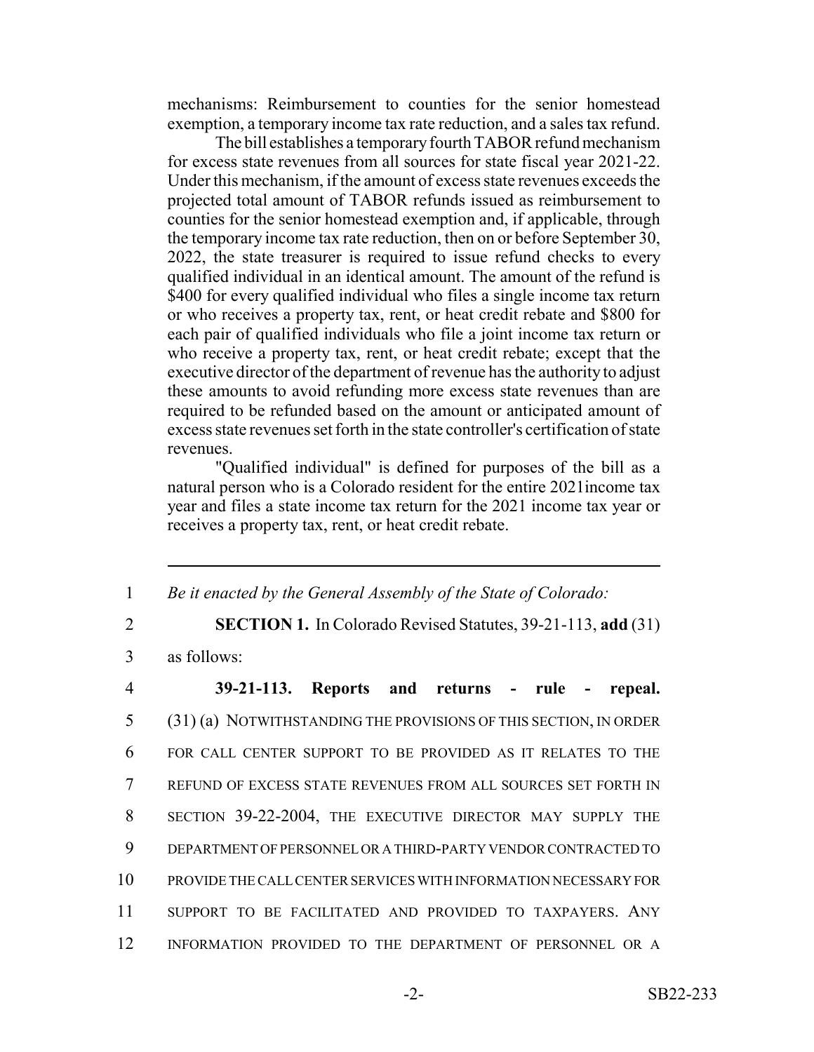mechanisms: Reimbursement to counties for the senior homestead exemption, a temporary income tax rate reduction, and a sales tax refund.

The bill establishes a temporary fourth TABOR refund mechanism for excess state revenues from all sources for state fiscal year 2021-22. Under this mechanism, if the amount of excess state revenues exceeds the projected total amount of TABOR refunds issued as reimbursement to counties for the senior homestead exemption and, if applicable, through the temporary income tax rate reduction, then on or before September 30, 2022, the state treasurer is required to issue refund checks to every qualified individual in an identical amount. The amount of the refund is $400 for every qualified individual who files a single income tax return or who receives a property tax, rent, or heat credit rebate and $800 for each pair of qualified individuals who file a joint income tax return or who receive a property tax, rent, or heat credit rebate; except that the executive director of the department of revenue has the authority to adjust these amounts to avoid refunding more excess state revenues than are required to be refunded based on the amount or anticipated amount of excess state revenues set forth in the state controller's certification of state revenues.

"Qualified individual" is defined for purposes of the bill as a natural person who is a Colorado resident for the entire 2021income tax year and files a state income tax return for the 2021 income tax year or receives a property tax, rent, or heat credit rebate.

---

1 *Be it enacted by the General Assembly of the State of Colorado:*

2 **SECTION 1.** In Colorado Revised Statutes, 39-21-113, **add** (31)

3 as follows:

4 **39-21-113. Reports and returns - rule - repeal.**

5 (31) (a) NOTWITHSTANDING THE PROVISIONS OF THIS SECTION, IN ORDER

6 FOR CALL CENTER SUPPORT TO BE PROVIDED AS IT RELATES TO THE

7 REFUND OF EXCESS STATE REVENUES FROM ALL SOURCES SET FORTH IN

8 SECTION 39-22-2004, THE EXECUTIVE DIRECTOR MAY SUPPLY THE

9 DEPARTMENT OF PERSONNEL OR A THIRD-PARTY VENDOR CONTRACTED TO

10 PROVIDE THE CALL CENTER SERVICES WITH INFORMATION NECESSARY FOR

11 SUPPORT TO BE FACILITATED AND PROVIDED TO TAXPAYERS. ANY

12 INFORMATION PROVIDED TO THE DEPARTMENT OF PERSONNEL OR A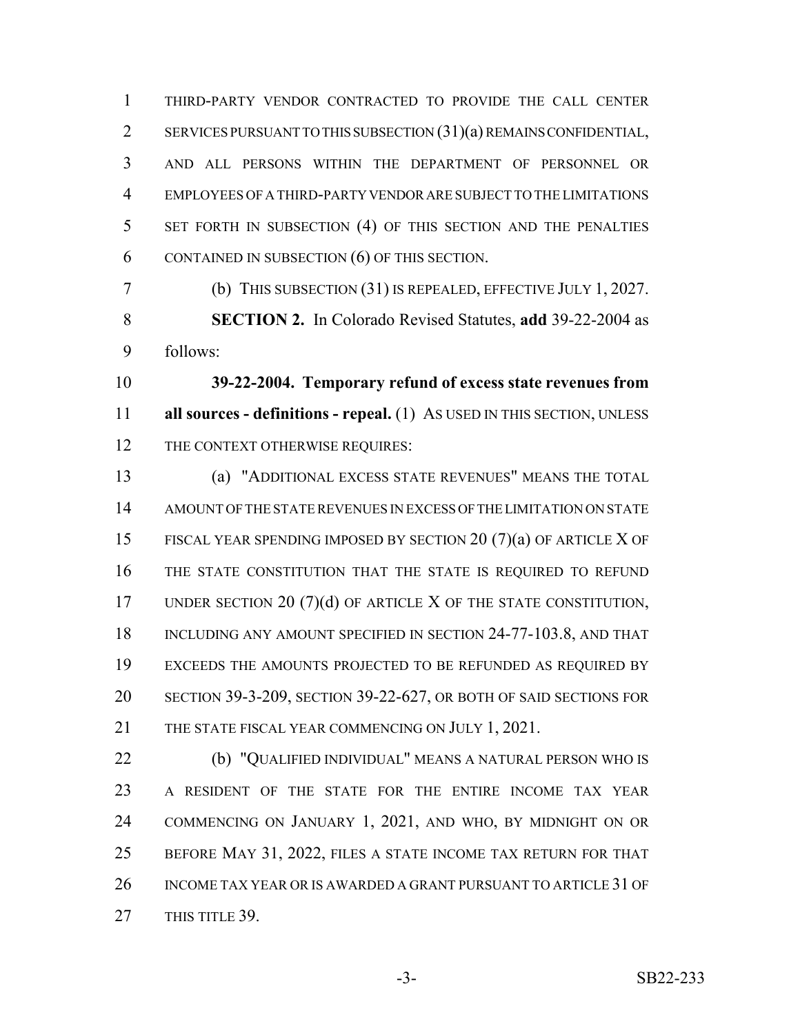THIRD-PARTY VENDOR CONTRACTED TO PROVIDE THE CALL CENTER SERVICES PURSUANT TO THIS SUBSECTION (31)(a) REMAINS CONFIDENTIAL, AND ALL PERSONS WITHIN THE DEPARTMENT OF PERSONNEL OR EMPLOYEES OF A THIRD-PARTY VENDOR ARE SUBJECT TO THE LIMITATIONS SET FORTH IN SUBSECTION (4) OF THIS SECTION AND THE PENALTIES CONTAINED IN SUBSECTION (6) OF THIS SECTION.

(b) THIS SUBSECTION (31) IS REPEALED, EFFECTIVE JULY 1, 2027.

**SECTION 2.** In Colorado Revised Statutes, **add** 39-22-2004 as follows:

**39-22-2004. Temporary refund of excess state revenues from all sources - definitions - repeal.** (1) AS USED IN THIS SECTION, UNLESS THE CONTEXT OTHERWISE REQUIRES:

(a) "ADDITIONAL EXCESS STATE REVENUES" MEANS THE TOTAL AMOUNT OF THE STATE REVENUES IN EXCESS OF THE LIMITATION ON STATE FISCAL YEAR SPENDING IMPOSED BY SECTION 20 (7)(a) OF ARTICLE X OF THE STATE CONSTITUTION THAT THE STATE IS REQUIRED TO REFUND UNDER SECTION 20 (7)(d) OF ARTICLE X OF THE STATE CONSTITUTION, INCLUDING ANY AMOUNT SPECIFIED IN SECTION 24-77-103.8, AND THAT EXCEEDS THE AMOUNTS PROJECTED TO BE REFUNDED AS REQUIRED BY SECTION 39-3-209, SECTION 39-22-627, OR BOTH OF SAID SECTIONS FOR THE STATE FISCAL YEAR COMMENCING ON JULY 1, 2021.

(b) "QUALIFIED INDIVIDUAL" MEANS A NATURAL PERSON WHO IS A RESIDENT OF THE STATE FOR THE ENTIRE INCOME TAX YEAR COMMENCING ON JANUARY 1, 2021, AND WHO, BY MIDNIGHT ON OR BEFORE MAY 31, 2022, FILES A STATE INCOME TAX RETURN FOR THAT INCOME TAX YEAR OR IS AWARDED A GRANT PURSUANT TO ARTICLE 31 OF THIS TITLE 39.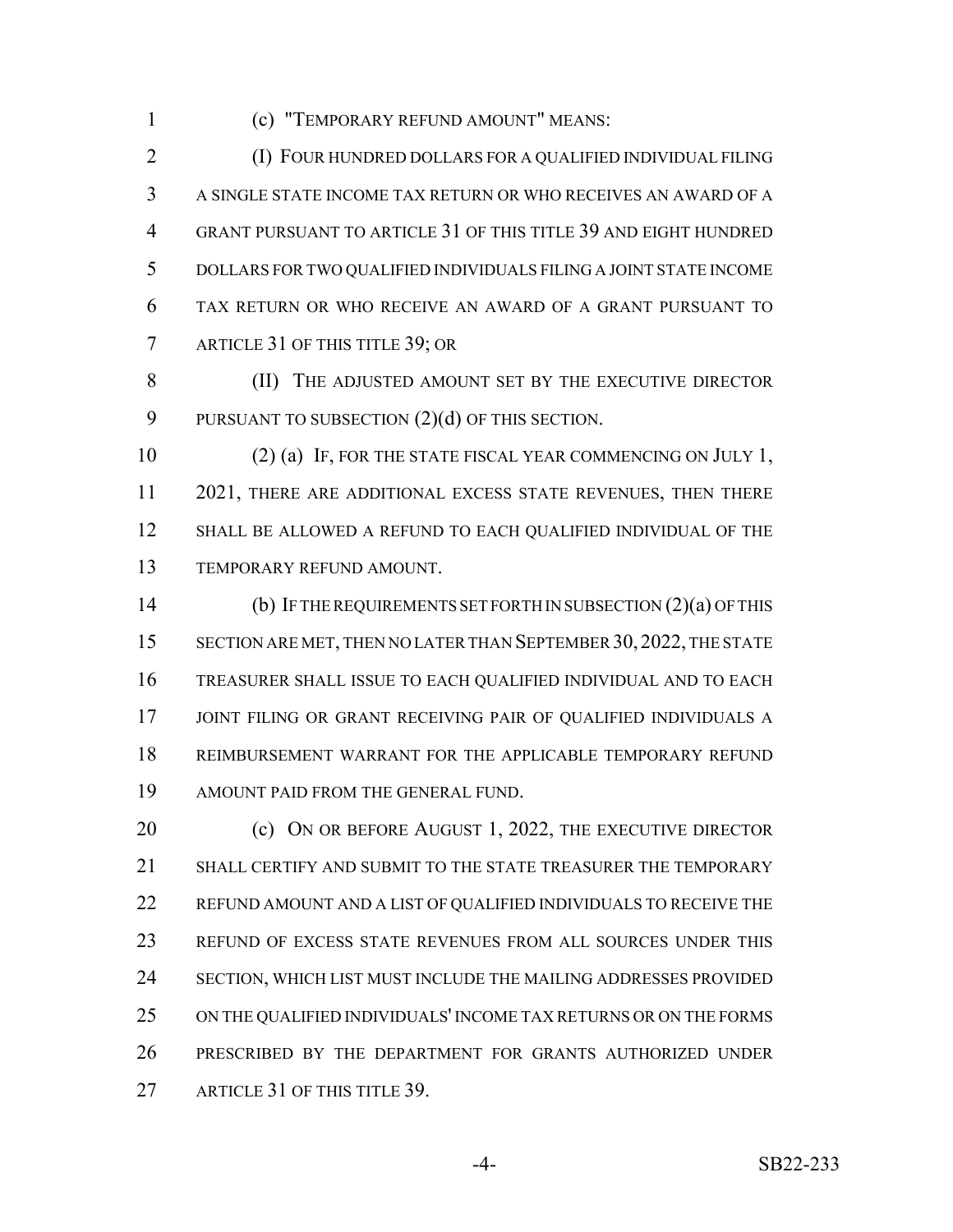(c) "TEMPORARY REFUND AMOUNT" MEANS:

(I) FOUR HUNDRED DOLLARS FOR A QUALIFIED INDIVIDUAL FILING A SINGLE STATE INCOME TAX RETURN OR WHO RECEIVES AN AWARD OF A GRANT PURSUANT TO ARTICLE 31 OF THIS TITLE 39 AND EIGHT HUNDRED DOLLARS FOR TWO QUALIFIED INDIVIDUALS FILING A JOINT STATE INCOME TAX RETURN OR WHO RECEIVE AN AWARD OF A GRANT PURSUANT TO ARTICLE 31 OF THIS TITLE 39; OR

(II) THE ADJUSTED AMOUNT SET BY THE EXECUTIVE DIRECTOR PURSUANT TO SUBSECTION (2)(d) OF THIS SECTION.

(2) (a) IF, FOR THE STATE FISCAL YEAR COMMENCING ON JULY 1, 2021, THERE ARE ADDITIONAL EXCESS STATE REVENUES, THEN THERE SHALL BE ALLOWED A REFUND TO EACH QUALIFIED INDIVIDUAL OF THE TEMPORARY REFUND AMOUNT.

(b) IF THE REQUIREMENTS SET FORTH IN SUBSECTION (2)(a) OF THIS SECTION ARE MET, THEN NO LATER THAN SEPTEMBER 30, 2022, THE STATE TREASURER SHALL ISSUE TO EACH QUALIFIED INDIVIDUAL AND TO EACH JOINT FILING OR GRANT RECEIVING PAIR OF QUALIFIED INDIVIDUALS A REIMBURSEMENT WARRANT FOR THE APPLICABLE TEMPORARY REFUND AMOUNT PAID FROM THE GENERAL FUND.

(c) ON OR BEFORE AUGUST 1, 2022, THE EXECUTIVE DIRECTOR SHALL CERTIFY AND SUBMIT TO THE STATE TREASURER THE TEMPORARY REFUND AMOUNT AND A LIST OF QUALIFIED INDIVIDUALS TO RECEIVE THE REFUND OF EXCESS STATE REVENUES FROM ALL SOURCES UNDER THIS SECTION, WHICH LIST MUST INCLUDE THE MAILING ADDRESSES PROVIDED ON THE QUALIFIED INDIVIDUALS' INCOME TAX RETURNS OR ON THE FORMS PRESCRIBED BY THE DEPARTMENT FOR GRANTS AUTHORIZED UNDER ARTICLE 31 OF THIS TITLE 39.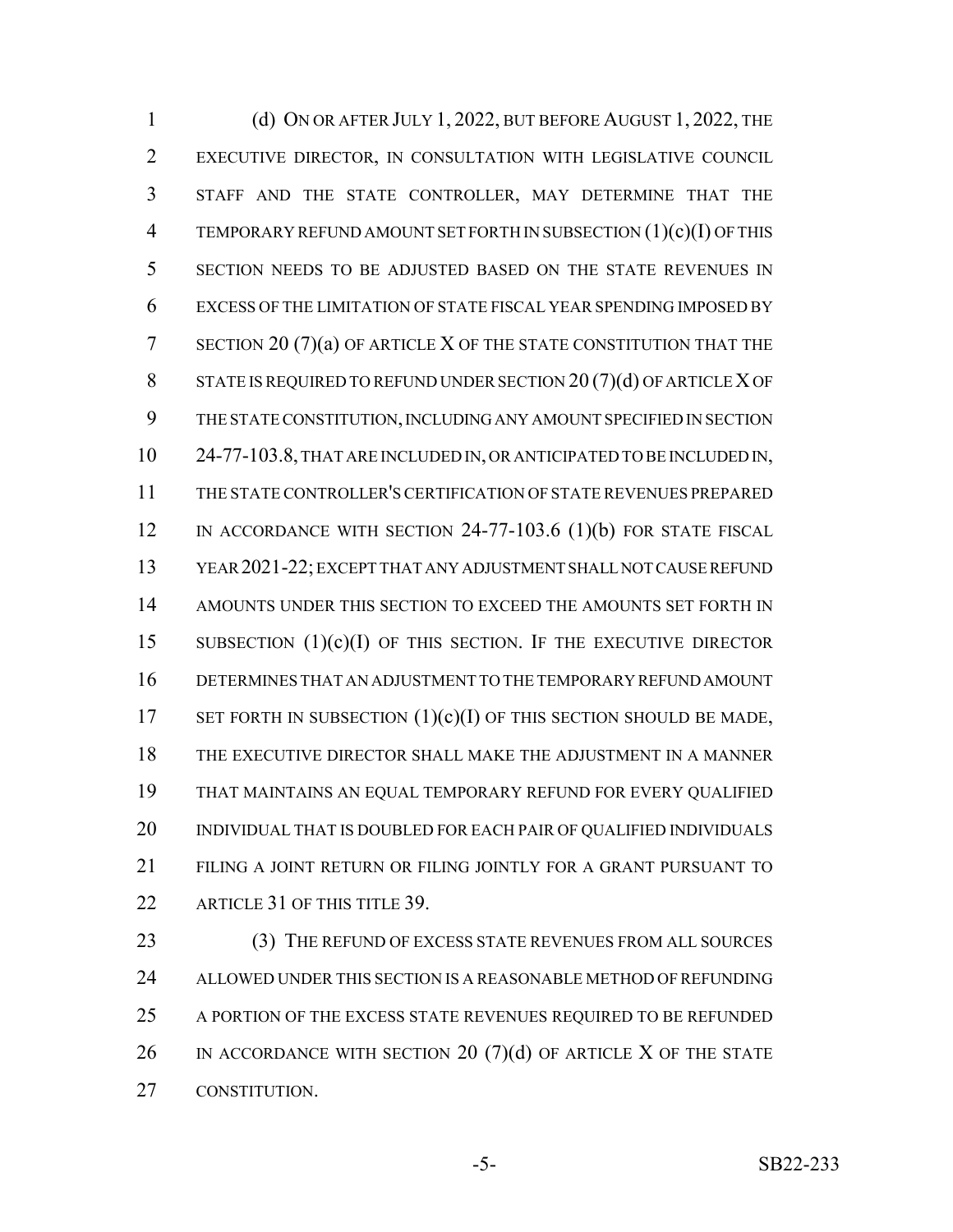(d) ON OR AFTER JULY 1, 2022, BUT BEFORE AUGUST 1, 2022, THE EXECUTIVE DIRECTOR, IN CONSULTATION WITH LEGISLATIVE COUNCIL STAFF AND THE STATE CONTROLLER, MAY DETERMINE THAT THE TEMPORARY REFUND AMOUNT SET FORTH IN SUBSECTION (1)(c)(I) OF THIS SECTION NEEDS TO BE ADJUSTED BASED ON THE STATE REVENUES IN EXCESS OF THE LIMITATION OF STATE FISCAL YEAR SPENDING IMPOSED BY SECTION 20 (7)(a) OF ARTICLE X OF THE STATE CONSTITUTION THAT THE STATE IS REQUIRED TO REFUND UNDER SECTION 20 (7)(d) OF ARTICLE X OF THE STATE CONSTITUTION, INCLUDING ANY AMOUNT SPECIFIED IN SECTION 24-77-103.8, THAT ARE INCLUDED IN, OR ANTICIPATED TO BE INCLUDED IN, THE STATE CONTROLLER'S CERTIFICATION OF STATE REVENUES PREPARED IN ACCORDANCE WITH SECTION 24-77-103.6 (1)(b) FOR STATE FISCAL YEAR 2021-22; EXCEPT THAT ANY ADJUSTMENT SHALL NOT CAUSE REFUND AMOUNTS UNDER THIS SECTION TO EXCEED THE AMOUNTS SET FORTH IN SUBSECTION (1)(c)(I) OF THIS SECTION. IF THE EXECUTIVE DIRECTOR DETERMINES THAT AN ADJUSTMENT TO THE TEMPORARY REFUND AMOUNT SET FORTH IN SUBSECTION (1)(c)(I) OF THIS SECTION SHOULD BE MADE, THE EXECUTIVE DIRECTOR SHALL MAKE THE ADJUSTMENT IN A MANNER THAT MAINTAINS AN EQUAL TEMPORARY REFUND FOR EVERY QUALIFIED INDIVIDUAL THAT IS DOUBLED FOR EACH PAIR OF QUALIFIED INDIVIDUALS FILING A JOINT RETURN OR FILING JOINTLY FOR A GRANT PURSUANT TO ARTICLE 31 OF THIS TITLE 39.

(3) THE REFUND OF EXCESS STATE REVENUES FROM ALL SOURCES ALLOWED UNDER THIS SECTION IS A REASONABLE METHOD OF REFUNDING A PORTION OF THE EXCESS STATE REVENUES REQUIRED TO BE REFUNDED IN ACCORDANCE WITH SECTION 20 (7)(d) OF ARTICLE X OF THE STATE CONSTITUTION.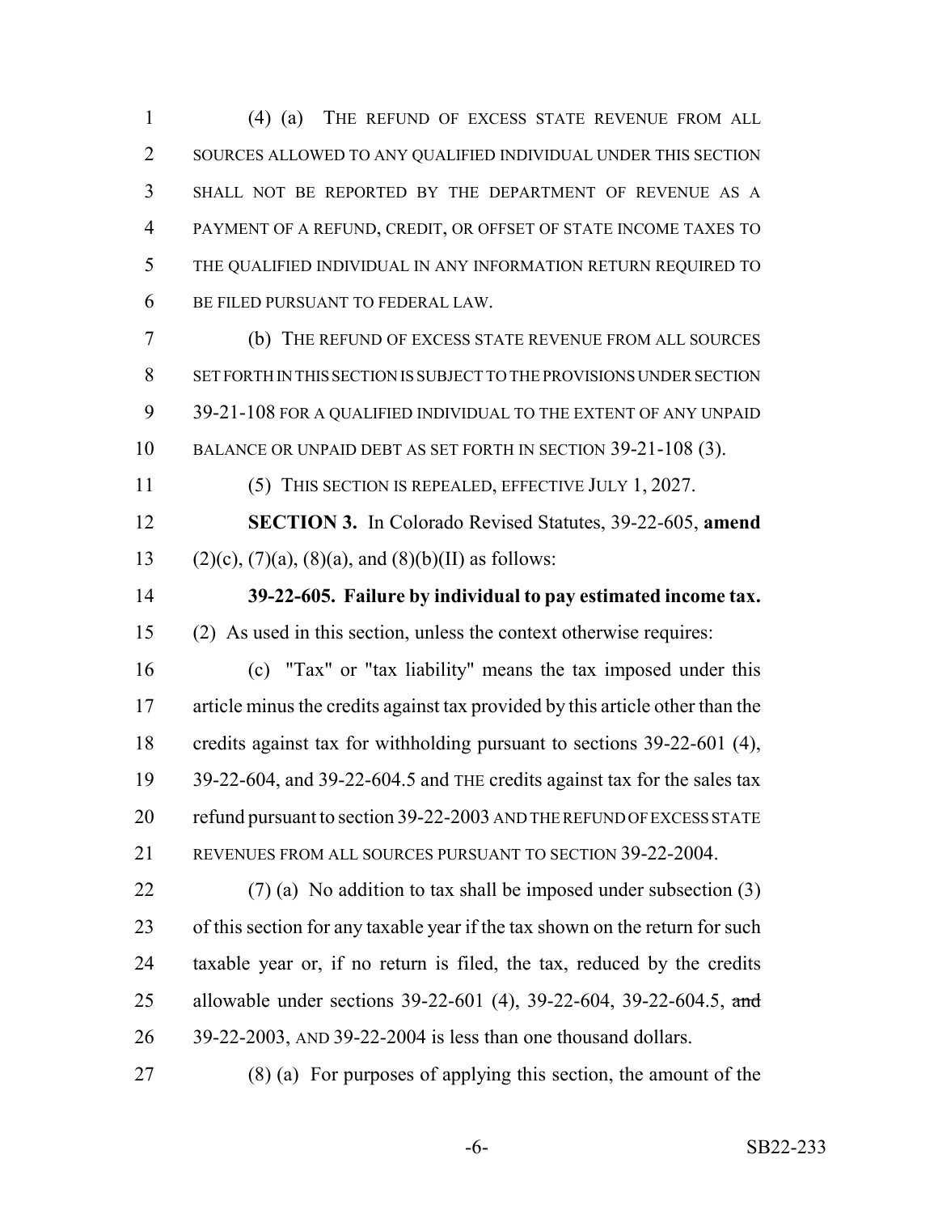(4) (a) THE REFUND OF EXCESS STATE REVENUE FROM ALL SOURCES ALLOWED TO ANY QUALIFIED INDIVIDUAL UNDER THIS SECTION SHALL NOT BE REPORTED BY THE DEPARTMENT OF REVENUE AS A PAYMENT OF A REFUND, CREDIT, OR OFFSET OF STATE INCOME TAXES TO THE QUALIFIED INDIVIDUAL IN ANY INFORMATION RETURN REQUIRED TO BE FILED PURSUANT TO FEDERAL LAW.

(b) THE REFUND OF EXCESS STATE REVENUE FROM ALL SOURCES SET FORTH IN THIS SECTION IS SUBJECT TO THE PROVISIONS UNDER SECTION 39-21-108 FOR A QUALIFIED INDIVIDUAL TO THE EXTENT OF ANY UNPAID BALANCE OR UNPAID DEBT AS SET FORTH IN SECTION 39-21-108 (3).

(5) THIS SECTION IS REPEALED, EFFECTIVE JULY 1, 2027.

**SECTION 3.** In Colorado Revised Statutes, 39-22-605, **amend** (2)(c), (7)(a), (8)(a), and (8)(b)(II) as follows:

**39-22-605. Failure by individual to pay estimated income tax.** (2) As used in this section, unless the context otherwise requires:

(c) "Tax" or "tax liability" means the tax imposed under this article minus the credits against tax provided by this article other than the credits against tax for withholding pursuant to sections 39-22-601 (4), 39-22-604, and 39-22-604.5 and THE credits against tax for the sales tax refund pursuant to section 39-22-2003 AND THE REFUND OF EXCESS STATE REVENUES FROM ALL SOURCES PURSUANT TO SECTION 39-22-2004.

(7) (a) No addition to tax shall be imposed under subsection (3) of this section for any taxable year if the tax shown on the return for such taxable year or, if no return is filed, the tax, reduced by the credits allowable under sections 39-22-601 (4), 39-22-604, 39-22-604.5, ~~and~~ 39-22-2003, AND 39-22-2004 is less than one thousand dollars.

(8) (a) For purposes of applying this section, the amount of the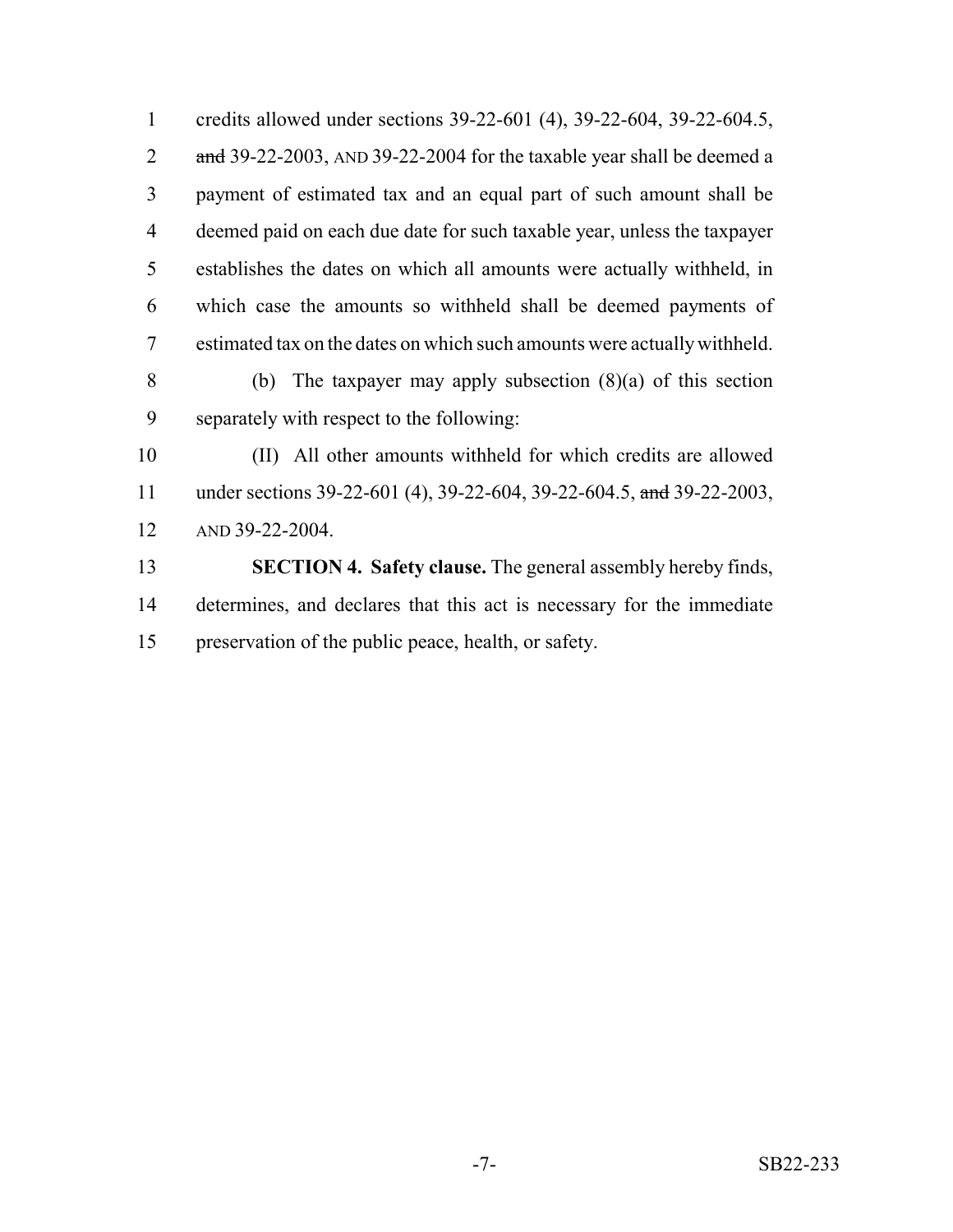credits allowed under sections 39-22-601 (4), 39-22-604, 39-22-604.5, ~~and~~ 39-22-2003, AND 39-22-2004 for the taxable year shall be deemed a payment of estimated tax and an equal part of such amount shall be deemed paid on each due date for such taxable year, unless the taxpayer establishes the dates on which all amounts were actually withheld, in which case the amounts so withheld shall be deemed payments of estimated tax on the dates on which such amounts were actually withheld.

(b) The taxpayer may apply subsection (8)(a) of this section separately with respect to the following:

(II) All other amounts withheld for which credits are allowed under sections 39-22-601 (4), 39-22-604, 39-22-604.5, ~~and~~ 39-22-2003, AND 39-22-2004.

**SECTION 4. Safety clause.** The general assembly hereby finds, determines, and declares that this act is necessary for the immediate preservation of the public peace, health, or safety.